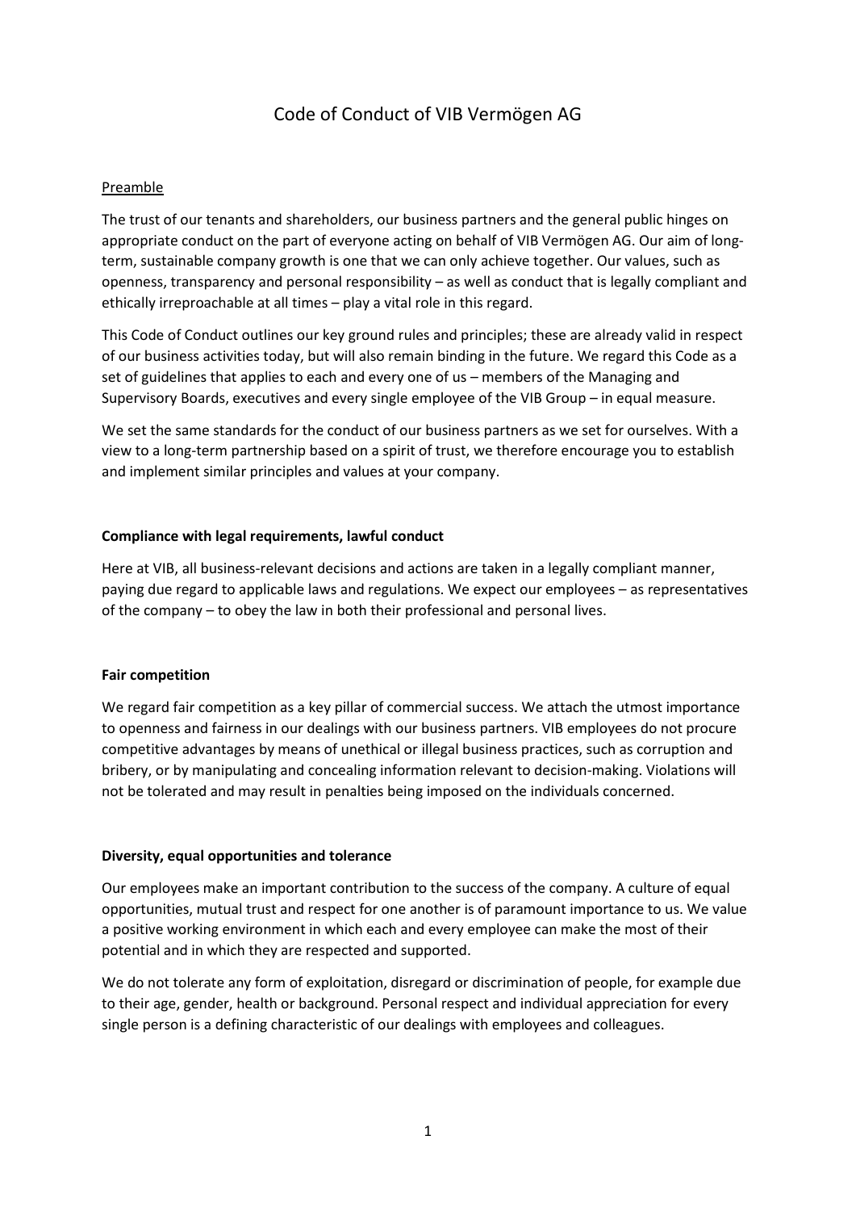# Code of Conduct of VIB Vermögen AG

## Preamble

The trust of our tenants and shareholders, our business partners and the general public hinges on appropriate conduct on the part of everyone acting on behalf of VIB Vermögen AG. Our aim of long-term, sustainable company growth is one that we can only achieve together. Our values, such as openness, transparency and personal responsibility – as well as conduct that is legally compliant and ethically irreproachable at all times – play a vital role in this regard.

This Code of Conduct outlines our key ground rules and principles; these are already valid in respect of our business activities today, but will also remain binding in the future. We regard this Code as a set of guidelines that applies to each and every one of us – members of the Managing and Supervisory Boards, executives and every single employee of the VIB Group – in equal measure.

We set the same standards for the conduct of our business partners as we set for ourselves. With a view to a long-term partnership based on a spirit of trust, we therefore encourage you to establish and implement similar principles and values at your company.

## Compliance with legal requirements, lawful conduct

Here at VIB, all business-relevant decisions and actions are taken in a legally compliant manner, paying due regard to applicable laws and regulations. We expect our employees – as representatives of the company – to obey the law in both their professional and personal lives.

## Fair competition

We regard fair competition as a key pillar of commercial success. We attach the utmost importance to openness and fairness in our dealings with our business partners. VIB employees do not procure competitive advantages by means of unethical or illegal business practices, such as corruption and bribery, or by manipulating and concealing information relevant to decision-making. Violations will not be tolerated and may result in penalties being imposed on the individuals concerned.

## Diversity, equal opportunities and tolerance

Our employees make an important contribution to the success of the company. A culture of equal opportunities, mutual trust and respect for one another is of paramount importance to us. We value a positive working environment in which each and every employee can make the most of their potential and in which they are respected and supported.

We do not tolerate any form of exploitation, disregard or discrimination of people, for example due to their age, gender, health or background. Personal respect and individual appreciation for every single person is a defining characteristic of our dealings with employees and colleagues.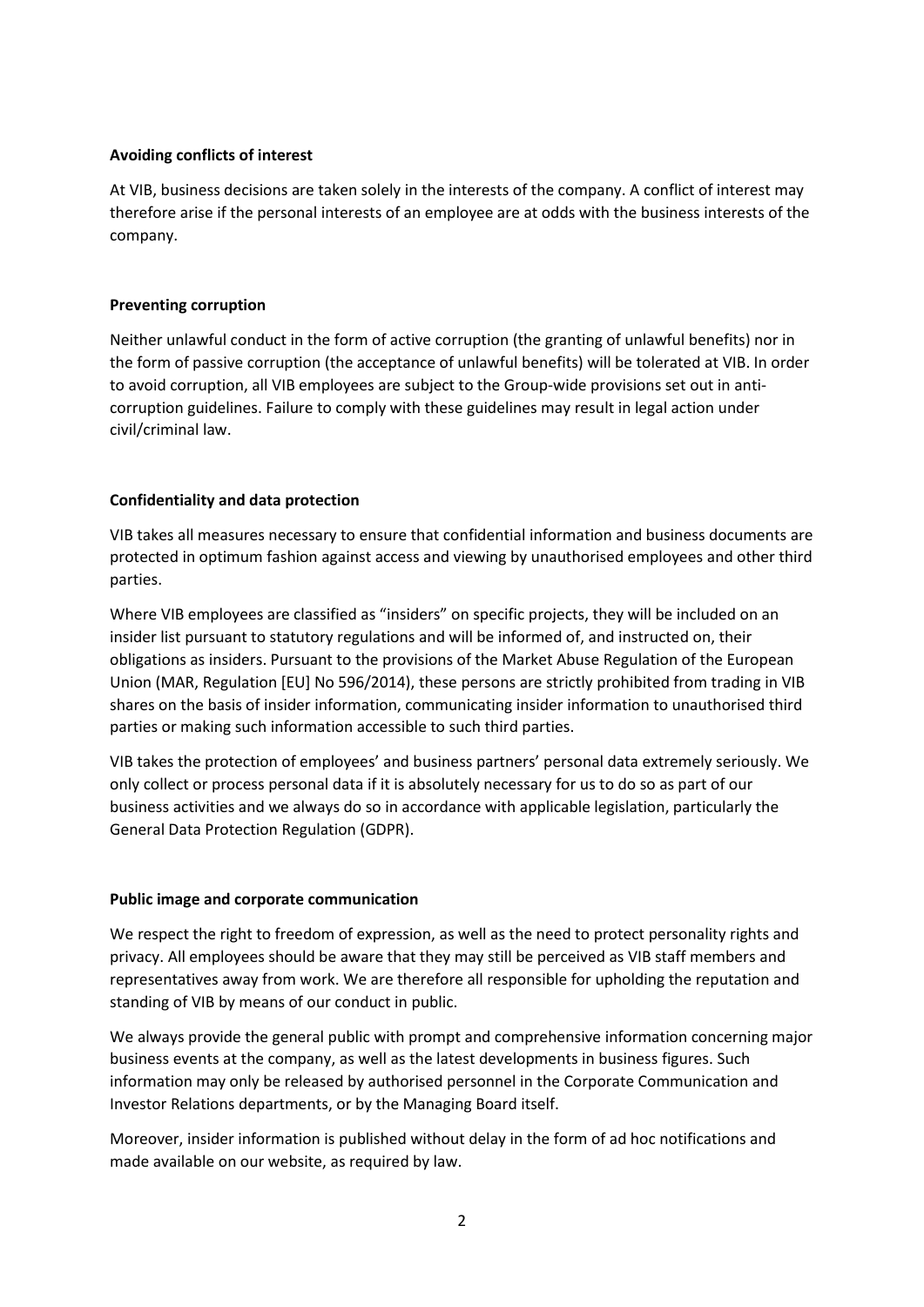**Avoiding conflicts of interest**

At VIB, business decisions are taken solely in the interests of the company. A conflict of interest may therefore arise if the personal interests of an employee are at odds with the business interests of the company.

**Preventing corruption**

Neither unlawful conduct in the form of active corruption (the granting of unlawful benefits) nor in the form of passive corruption (the acceptance of unlawful benefits) will be tolerated at VIB. In order to avoid corruption, all VIB employees are subject to the Group-wide provisions set out in anti-corruption guidelines. Failure to comply with these guidelines may result in legal action under civil/criminal law.

**Confidentiality and data protection**

VIB takes all measures necessary to ensure that confidential information and business documents are protected in optimum fashion against access and viewing by unauthorised employees and other third parties.

Where VIB employees are classified as "insiders" on specific projects, they will be included on an insider list pursuant to statutory regulations and will be informed of, and instructed on, their obligations as insiders. Pursuant to the provisions of the Market Abuse Regulation of the European Union (MAR, Regulation [EU] No 596/2014), these persons are strictly prohibited from trading in VIB shares on the basis of insider information, communicating insider information to unauthorised third parties or making such information accessible to such third parties.

VIB takes the protection of employees' and business partners' personal data extremely seriously. We only collect or process personal data if it is absolutely necessary for us to do so as part of our business activities and we always do so in accordance with applicable legislation, particularly the General Data Protection Regulation (GDPR).

**Public image and corporate communication**

We respect the right to freedom of expression, as well as the need to protect personality rights and privacy. All employees should be aware that they may still be perceived as VIB staff members and representatives away from work. We are therefore all responsible for upholding the reputation and standing of VIB by means of our conduct in public.

We always provide the general public with prompt and comprehensive information concerning major business events at the company, as well as the latest developments in business figures. Such information may only be released by authorised personnel in the Corporate Communication and Investor Relations departments, or by the Managing Board itself.

Moreover, insider information is published without delay in the form of ad hoc notifications and made available on our website, as required by law.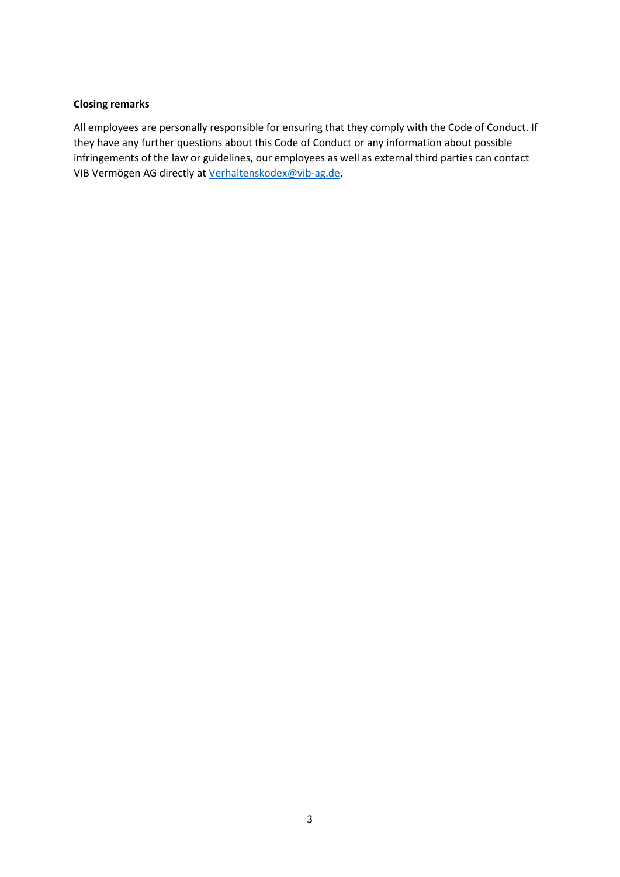**Closing remarks**

All employees are personally responsible for ensuring that they comply with the Code of Conduct. If they have any further questions about this Code of Conduct or any information about possible infringements of the law or guidelines, our employees as well as external third parties can contact VIB Vermögen AG directly at Verhaltenskodex@vib-ag.de.